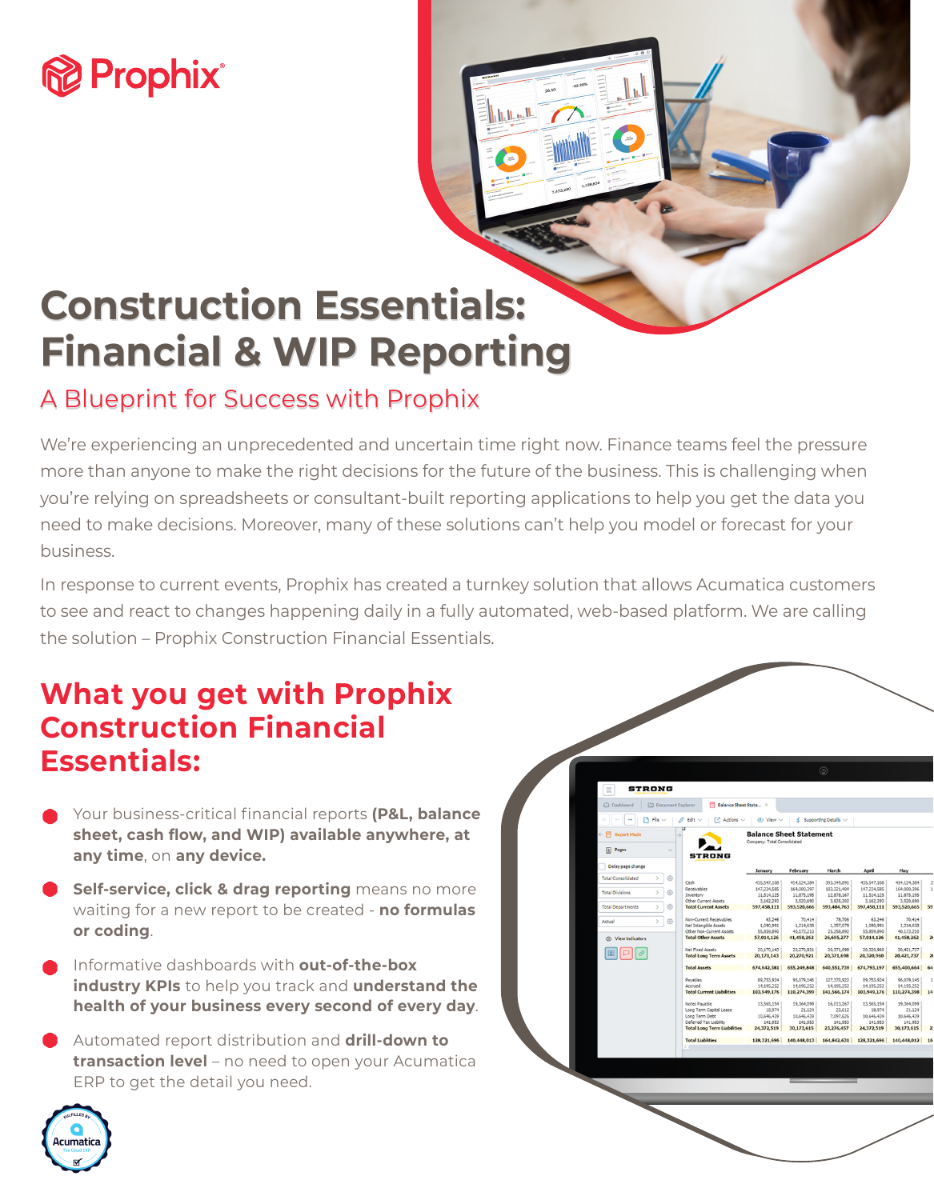Prophix

# Construction Essentials: Financial & WIP Reporting

## A Blueprint for Success with Prophix

We're experiencing an unprecedented and uncertain time right now. Finance teams feel the pressure more than anyone to make the right decisions for the future of the business. This is challenging when you're relying on spreadsheets or consultant-built reporting applications to help you get the data you need to make decisions. Moreover, many of these solutions can't help you model or forecast for your business.

In response to current events, Prophix has created a turnkey solution that allows Acumatica customers to see and react to changes happening daily in a fully automated, web-based platform. We are calling the solution – Prophix Construction Financial Essentials.

## What you get with Prophix Construction Financial Essentials:

- Your business-critical financial reports **(P&L, balance sheet, cash flow, and WIP) available anywhere, at any time**, on **any device.**
- **Self-service, click & drag reporting** means no more waiting for a new report to be created - **no formulas or coding**.
- Informative dashboards with **out-of-the-box industry KPIs** to help you track and **understand the health of your business every second of every day**.
- Automated report distribution and **drill-down to transaction level** – no need to open your Acumatica ERP to get the detail you need.

Fulfilled by Acumatica The Cloud ERP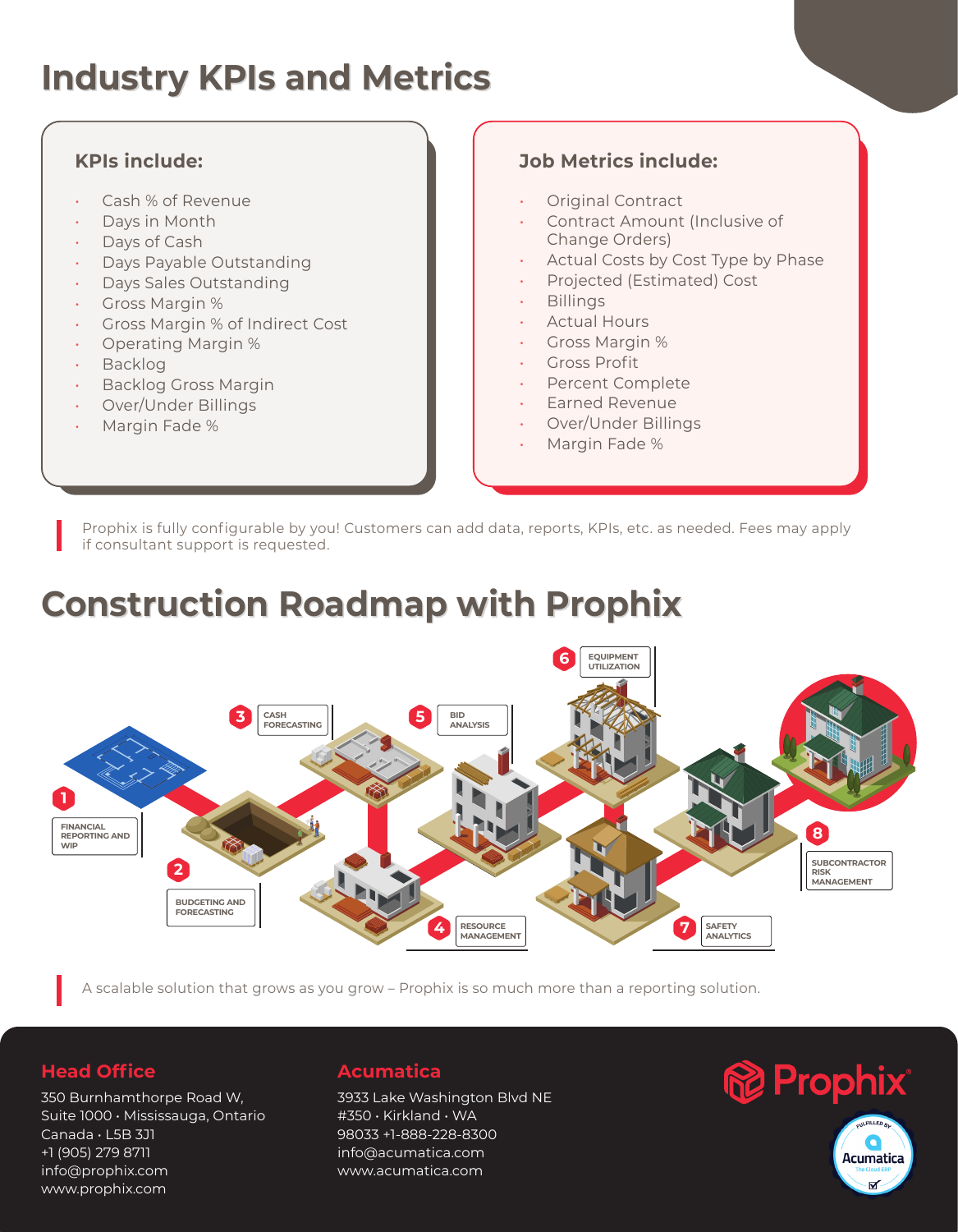# Industry KPIs and Metrics

### KPIs include:

- Cash % of Revenue
- Days in Month
- Days of Cash
- Days Payable Outstanding
- Days Sales Outstanding
- Gross Margin %
- Gross Margin % of Indirect Cost
- Operating Margin %
- Backlog
- Backlog Gross Margin
- Over/Under Billings
- Margin Fade %

### Job Metrics include:

- Original Contract
- Contract Amount (Inclusive of Change Orders)
- Actual Costs by Cost Type by Phase
- Projected (Estimated) Cost
- Billings
- Actual Hours
- Gross Margin %
- Gross Profit
- Percent Complete
- Earned Revenue
- Over/Under Billings
- Margin Fade %

Prophix is fully configurable by you! Customers can add data, reports, KPIs, etc. as needed. Fees may apply if consultant support is requested.

# Construction Roadmap with Prophix

1 FINANCIAL REPORTING AND WIP

2 BUDGETING AND FORECASTING

3 CASH FORECASTING

4 RESOURCE MANAGEMENT

5 BID ANALYSIS

6 EQUIPMENT UTILIZATION

7 SAFETY ANALYTICS

8 SUBCONTRACTOR RISK MANAGEMENT

A scalable solution that grows as you grow – Prophix is so much more than a reporting solution.

**Head Office**

350 Burnhamthorpe Road W,
Suite 1000 • Mississauga, Ontario
Canada • L5B 3J1
+1 (905) 279 8711
info@prophix.com
www.prophix.com

**Acumatica**

3933 Lake Washington Blvd NE
#350 • Kirkland • WA
98033 +1-888-228-8300
info@acumatica.com
www.acumatica.com

Prophix®

FULFILLED BY Acumatica The Cloud ERP